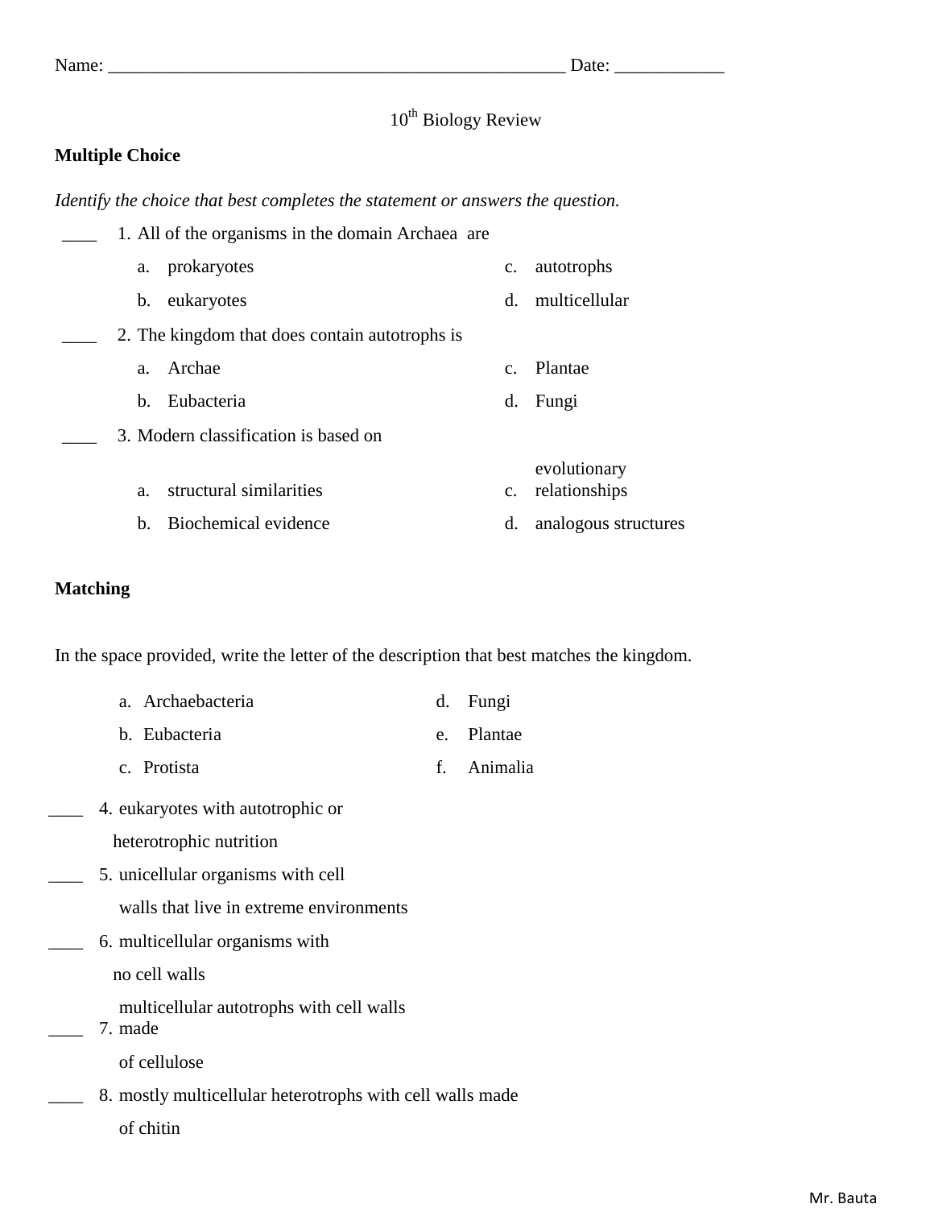Name: ___________________________________________________ Date: ____________

10th Biology Review

**Multiple Choice**

*Identify the choice that best completes the statement or answers the question.*

____ 1. All of the organisms in the domain Archaea are

a. prokaryotes
b. eukaryotes
c. autotrophs
d. multicellular

____ 2. The kingdom that does contain autotrophs is

a. Archae
b. Eubacteria
c. Plantae
d. Fungi

____ 3. Modern classification is based on

a. structural similarities
b. Biochemical evidence
c. evolutionary relationships
d. analogous structures

**Matching**

In the space provided, write the letter of the description that best matches the kingdom.

a. Archaebacteria
b. Eubacteria
c. Protista
d. Fungi
e. Plantae
f. Animalia

____ 4. eukaryotes with autotrophic or heterotrophic nutrition

____ 5. unicellular organisms with cell walls that live in extreme environments

____ 6. multicellular organisms with no cell walls

____ 7. multicellular autotrophs with cell walls made of cellulose

____ 8. mostly multicellular heterotrophs with cell walls made of chitin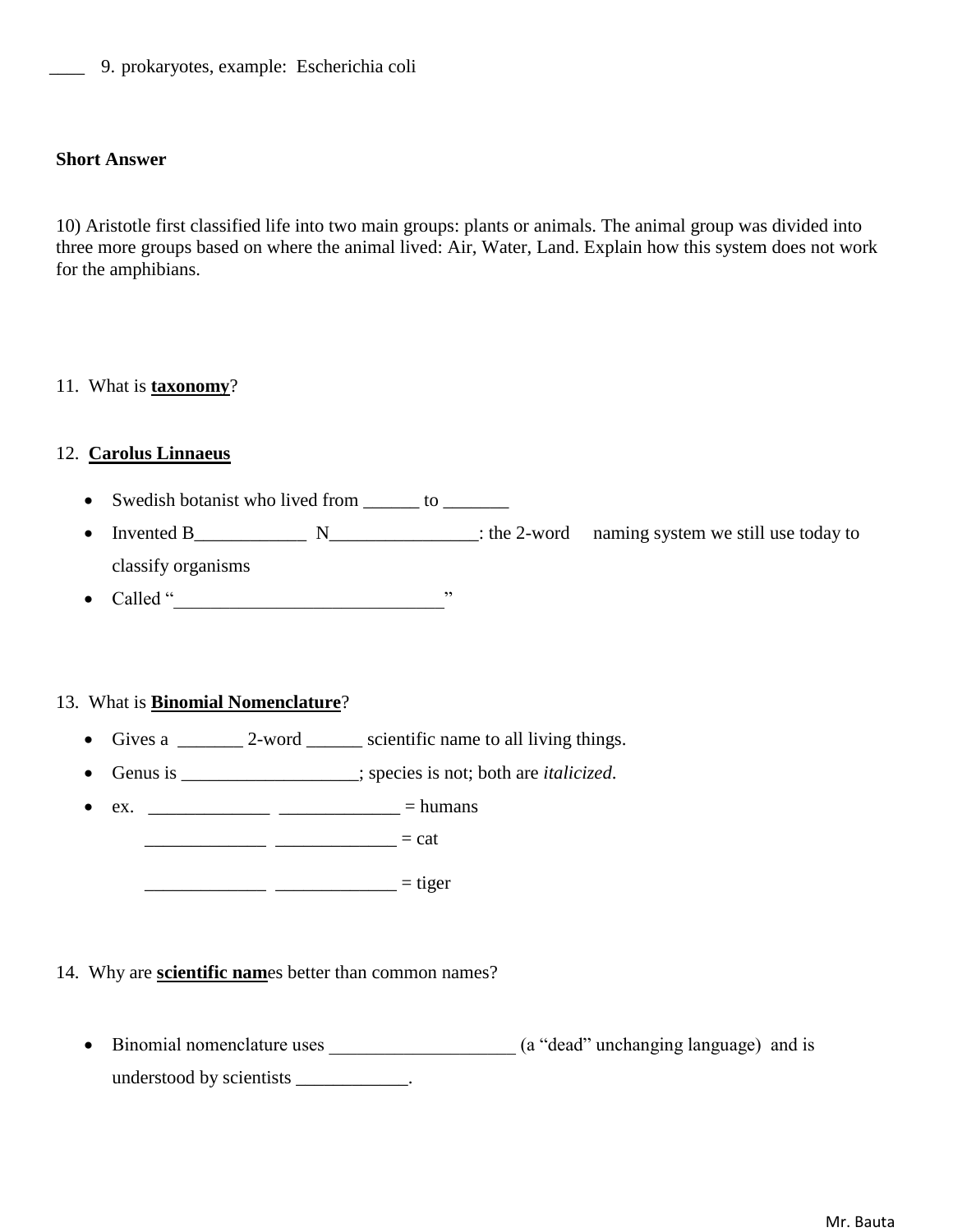____ 9. prokaryotes, example: Escherichia coli

**Short Answer**

10) Aristotle first classified life into two main groups: plants or animals. The animal group was divided into three more groups based on where the animal lived: Air, Water, Land. Explain how this system does not work for the amphibians.

11. What is **taxonomy**?

12. **Carolus Linnaeus**

- Swedish botanist who lived from ______ to _______
- Invented B____________ N________________: the 2-word naming system we still use today to classify organisms
- Called "____________________________"

13. What is **Binomial Nomenclature**?

- Gives a _______ 2-word ______ scientific name to all living things.
- Genus is ___________________; species is not; both are *italicized*.
- ex. _____________ _____________ = humans

  _____________ _____________ = cat

  _____________ _____________ = tiger

14. Why are **scientific nam**es better than common names?

- Binomial nomenclature uses ____________________ (a "dead" unchanging language) and is understood by scientists ____________.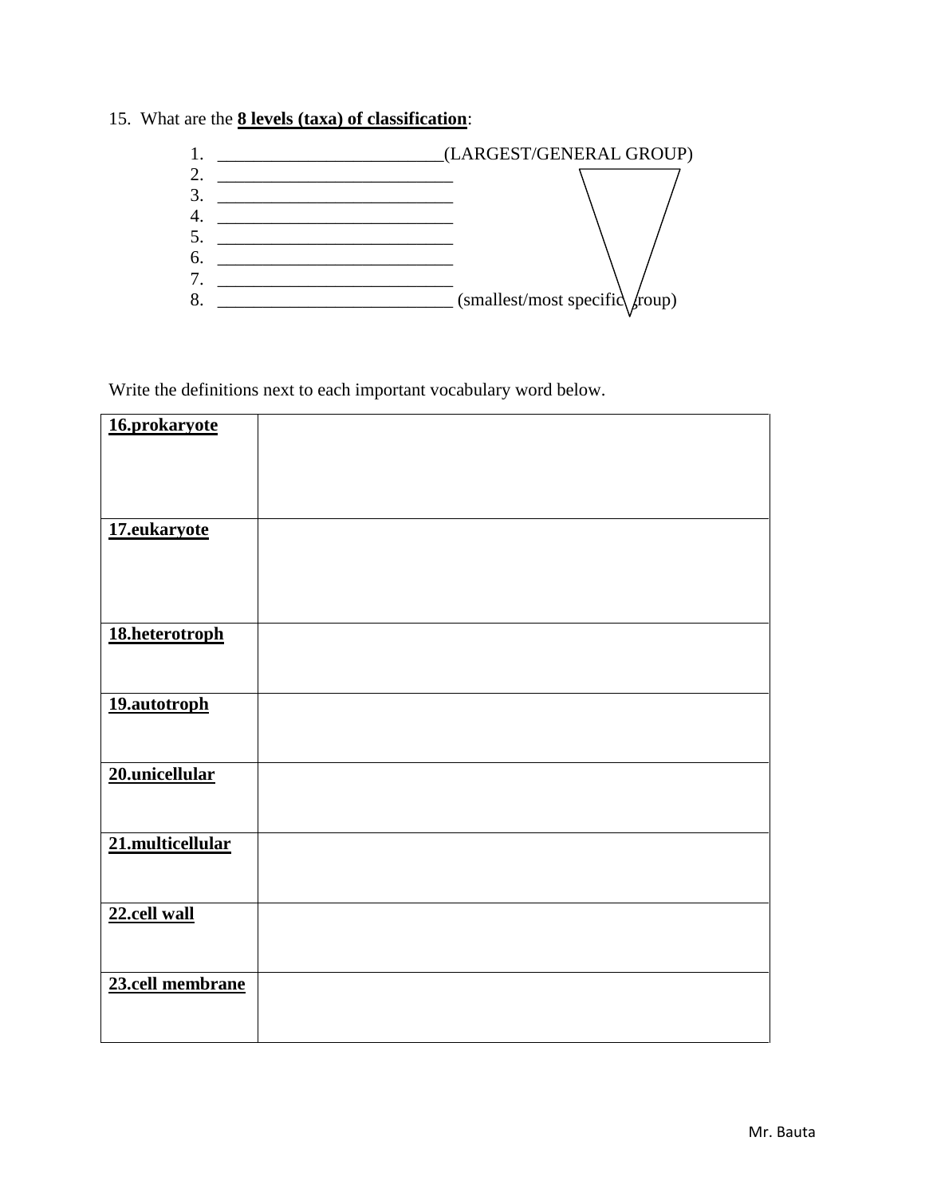15. What are the **8 levels (taxa) of classification**:

1. ________________________(LARGEST/GENERAL GROUP)
2. ________________________
3. ________________________
4. ________________________
5. ________________________
6. ________________________
7. ________________________
8. ________________________ (smallest/most specific group)

Write the definitions next to each important vocabulary word below.

| | |
|---|---|
| **16.prokaryote** | |
| **17.eukaryote** | |
| **18.heterotroph** | |
| **19.autotroph** | |
| **20.unicellular** | |
| **21.multicellular** | |
| **22.cell wall** | |
| **23.cell membrane** | |